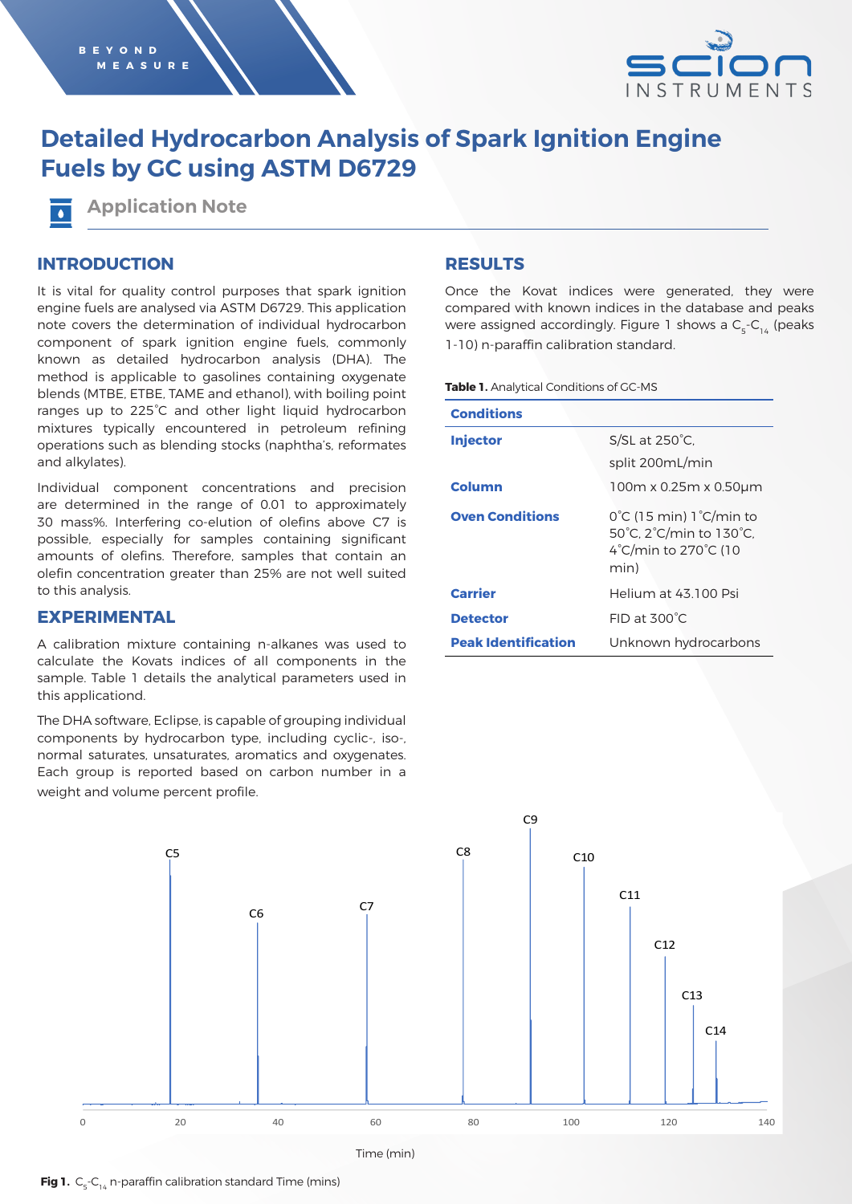# Detailed Hydrocarbon Analysis of Spark Ignition Engine Fuels by GC using ASTM D6729

Application Note

## INTRODUCTION

It is vital for quality control purposes that spark ignition engine fuels are analysed via ASTM D6729. This application note covers the determination of individual hydrocarbon component of spark ignition engine fuels, commonly known as detailed hydrocarbon analysis (DHA). The method is applicable to gasolines containing oxygenate blends (MTBE, ETBE, TAME and ethanol), with boiling point ranges up to 225°C and other light liquid hydrocarbon mixtures typically encountered in petroleum refining operations such as blending stocks (naphtha's, reformates and alkylates).

Individual component concentrations and precision are determined in the range of 0.01 to approximately 30 mass%. Interfering co-elution of olefins above C7 is possible, especially for samples containing significant amounts of olefins. Therefore, samples that contain an olefin concentration greater than 25% are not well suited to this analysis.

## EXPERIMENTAL

A calibration mixture containing n-alkanes was used to calculate the Kovats indices of all components in the sample. Table 1 details the analytical parameters used in this applicationd.

The DHA software, Eclipse, is capable of grouping individual components by hydrocarbon type, including cyclic-, iso-, normal saturates, unsaturates, aromatics and oxygenates. Each group is reported based on carbon number in a weight and volume percent profile.

## RESULTS

Once the Kovat indices were generated, they were compared with known indices in the database and peaks were assigned accordingly. Figure 1 shows a $C_5$-$C_{14}$ (peaks 1-10) n-paraffin calibration standard.

**Table 1.** Analytical Conditions of GC-MS

| Conditions | |
|---|---|
| **Injector** | S/SL at 250°C, split 200mL/min |
| **Column** | 100m x 0.25m x 0.50µm |
| **Oven Conditions** | 0°C (15 min) 1°C/min to 50°C, 2°C/min to 130°C, 4°C/min to 270°C (10 min) |
| **Carrier** | Helium at 43.100 Psi |
| **Detector** | FID at 300°C |
| **Peak Identification** | Unknown hydrocarbons |

C5
C6
C7
C8
C9
C10
C11
C12
C13
C14

0 20 40 60 80 100 120 140

Time (min)

**Fig 1.** $C_5$-$C_{14}$ n-paraffin calibration standard Time (mins)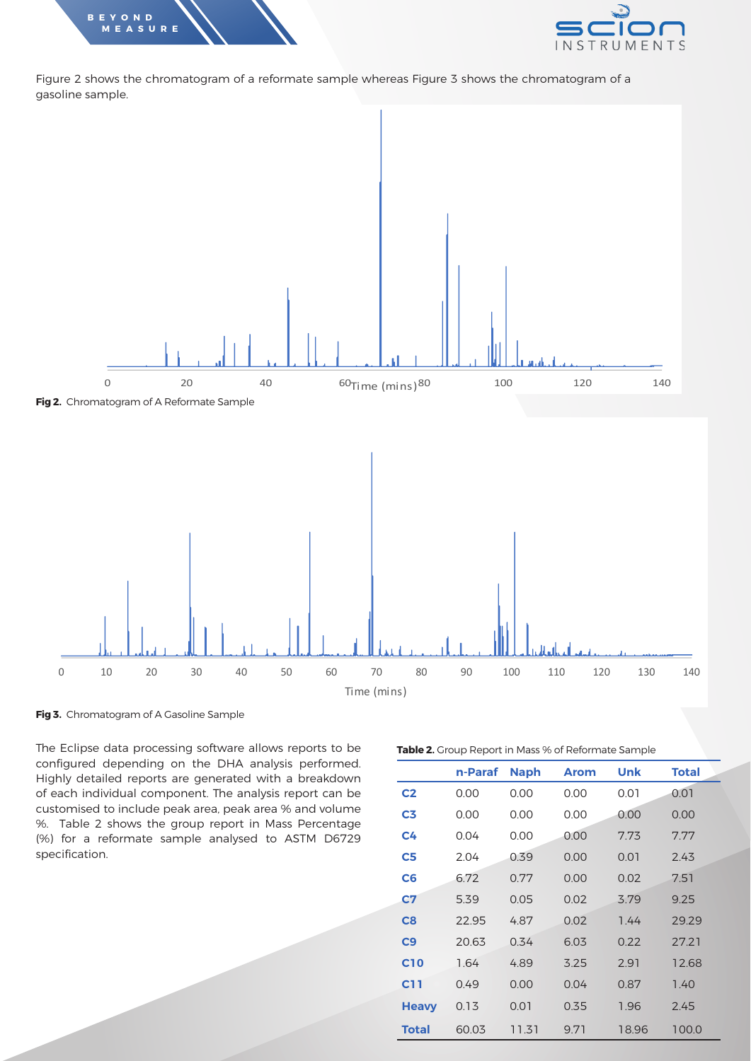Figure 2 shows the chromatogram of a reformate sample whereas Figure 3 shows the chromatogram of a gasoline sample.

0
20
40
60
Time (mins)
80
100
120
140

**Fig 2.** Chromatogram of A Reformate Sample

0
10
20
30
40
50
60
70
80
90
100
110
120
130
140
Time (mins)

**Fig 3.** Chromatogram of A Gasoline Sample

The Eclipse data processing software allows reports to be configured depending on the DHA analysis performed. Highly detailed reports are generated with a breakdown of each individual component. The analysis report can be customised to include peak area, peak area % and volume %. Table 2 shows the group report in Mass Percentage (%) for a reformate sample analysed to ASTM D6729 specification.

**Table 2.** Group Report in Mass % of Reformate Sample

| | n-Paraf | Naph | Arom | Unk | Total |
|---|---|---|---|---|---|
| **C2** | 0.00 | 0.00 | 0.00 | 0.01 | 0.01 |
| **C3** | 0.00 | 0.00 | 0.00 | 0.00 | 0.00 |
| **C4** | 0.04 | 0.00 | 0.00 | 7.73 | 7.77 |
| **C5** | 2.04 | 0.39 | 0.00 | 0.01 | 2.43 |
| **C6** | 6.72 | 0.77 | 0.00 | 0.02 | 7.51 |
| **C7** | 5.39 | 0.05 | 0.02 | 3.79 | 9.25 |
| **C8** | 22.95 | 4.87 | 0.02 | 1.44 | 29.29 |
| **C9** | 20.63 | 0.34 | 6.03 | 0.22 | 27.21 |
| **C10** | 1.64 | 4.89 | 3.25 | 2.91 | 12.68 |
| **C11** | 0.49 | 0.00 | 0.04 | 0.87 | 1.40 |
| **Heavy** | 0.13 | 0.01 | 0.35 | 1.96 | 2.45 |
| **Total** | 60.03 | 11.31 | 9.71 | 18.96 | 100.0 |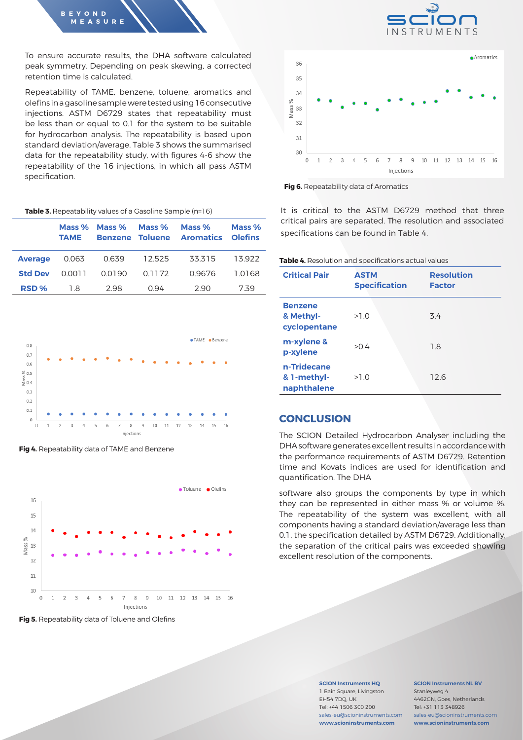To ensure accurate results, the DHA software calculated peak symmetry. Depending on peak skewing, a corrected retention time is calculated.

Repeatability of TAME, benzene, toluene, aromatics and olefins in a gasoline sample were tested using 16 consecutive injections. ASTM D6729 states that repeatability must be less than or equal to 0.1 for the system to be suitable for hydrocarbon analysis. The repeatability is based upon standard deviation/average. Table 3 shows the summarised data for the repeatability study, with figures 4-6 show the repeatability of the 16 injections, in which all pass ASTM specification.

**Table 3.** Repeatability values of a Gasoline Sample (n=16)

| | Mass % TAME | Mass % Benzene | Mass % Toluene | Mass % Aromatics | Mass % Olefins |
|---|---|---|---|---|---|
| **Average** | 0.063 | 0.639 | 12.525 | 33.315 | 13.922 |
| **Std Dev** | 0.0011 | 0.0190 | 0.1172 | 0.9676 | 1.0168 |
| **RSD %** | 1.8 | 2.98 | 0.94 | 2.90 | 7.39 |

TAME Benzene
Mass %
0.8
0.7
0.6
0.5
0.4
0.3
0.2
0.1
0
0 1 2 3 4 5 6 7 8 9 10 11 12 13 14 15 16
Injections

**Fig 4.** Repeatability data of TAME and Benzene

Toluene Olefins
Mass %
16
15
14
13
12
11
10
0 1 2 3 4 5 6 7 8 9 10 11 12 13 14 15 16
Injections

**Fig 5.** Repeatability data of Toluene and Olefins

Aromatics
Mass %
36
35
34
33
32
31
30
0 1 2 3 4 5 6 7 8 9 10 11 12 13 14 15 16
Injections

**Fig 6.** Repeatability data of Aromatics

It is critical to the ASTM D6729 method that three critical pairs are separated. The resolution and associated specifications can be found in Table 4.

**Table 4.** Resolution and specifications actual values

| Critical Pair | ASTM Specification | Resolution Factor |
|---|---|---|
| **Benzene & Methyl-cyclopentane** | >1.0 | 3.4 |
| **m-xylene & p-xylene** | >0.4 | 1.8 |
| **n-Tridecane & 1-methyl-naphthalene** | >1.0 | 12.6 |

## CONCLUSION

The SCION Detailed Hydrocarbon Analyser including the DHA software generates excellent results in accordance with the performance requirements of ASTM D6729. Retention time and Kovats indices are used for identification and quantification. The DHA

software also groups the components by type in which they can be represented in either mass % or volume %. The repeatability of the system was excellent, with all components having a standard deviation/average less than 0.1, the specification detailed by ASTM D6729. Additionally, the separation of the critical pairs was exceeded showing excellent resolution of the components.

**SCION Instruments HQ**
1 Bain Square, Livingston
EH54 7DQ, UK
Tel: +44 1506 300 200
sales-eu@scioninstruments.com
**www.scioninstruments.com**

**SCION Instruments NL BV**
Stanleyweg 4
4462GN, Goes, Netherlands
Tel: +31 113 348926
sales-eu@scioninstruments.com
**www.scioninstruments.com**